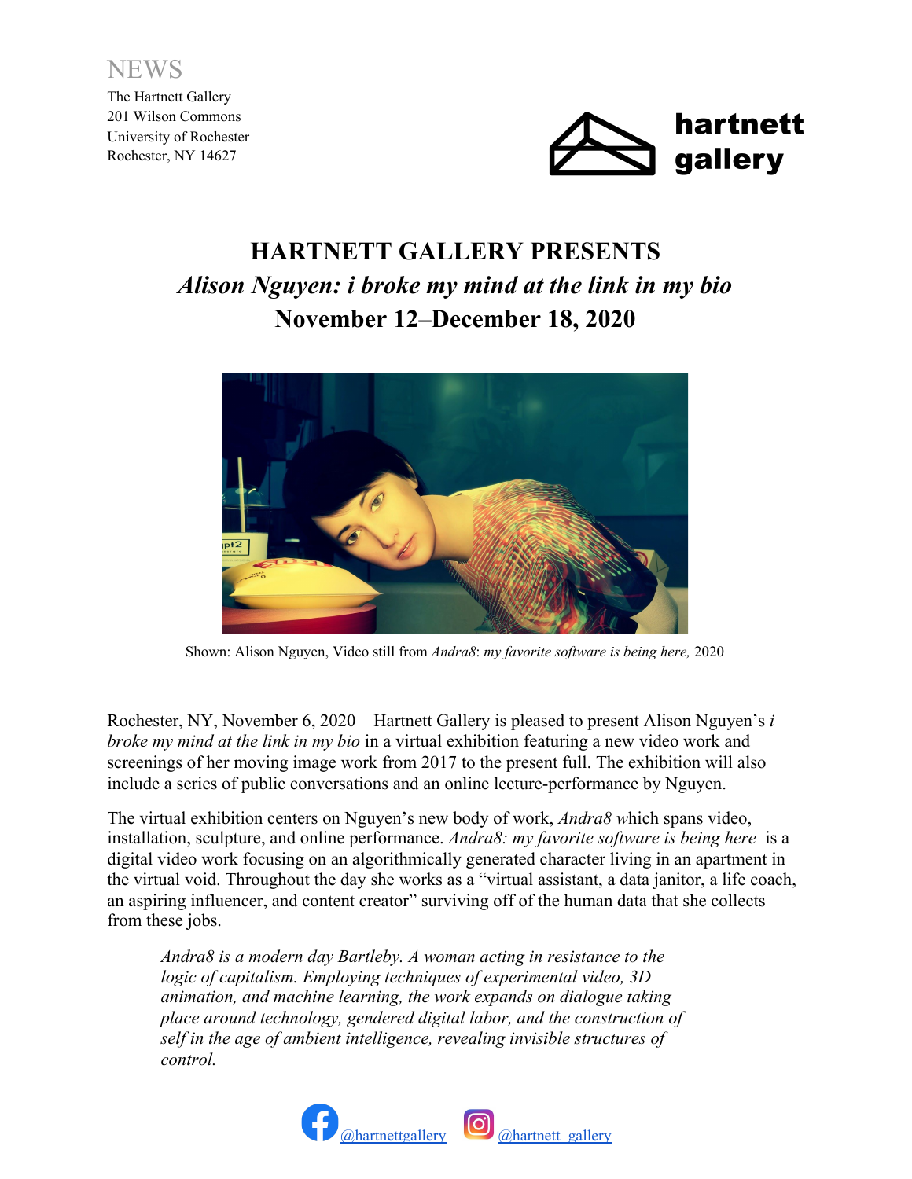NEWS

The Hartnett Gallery
201 Wilson Commons
University of Rochester
Rochester, NY 14627

hartnett gallery

# HARTNETT GALLERY PRESENTS
## *Alison Nguyen: i broke my mind at the link in my bio*
## November 12–December 18, 2020

Shown: Alison Nguyen, Video still from *Andra8*: *my favorite software is being here,* 2020

Rochester, NY, November 6, 2020—Hartnett Gallery is pleased to present Alison Nguyen's *i broke my mind at the link in my bio* in a virtual exhibition featuring a new video work and screenings of her moving image work from 2017 to the present full. The exhibition will also include a series of public conversations and an online lecture-performance by Nguyen.

The virtual exhibition centers on Nguyen's new body of work, *Andra8 w*hich spans video, installation, sculpture, and online performance. *Andra8: my favorite software is being here* is a digital video work focusing on an algorithmically generated character living in an apartment in the virtual void. Throughout the day she works as a "virtual assistant, a data janitor, a life coach, an aspiring influencer, and content creator" surviving off of the human data that she collects from these jobs.

> *Andra8 is a modern day Bartleby. A woman acting in resistance to the logic of capitalism. Employing techniques of experimental video, 3D animation, and machine learning, the work expands on dialogue taking place around technology, gendered digital labor, and the construction of self in the age of ambient intelligence, revealing invisible structures of control.*

@hartnettgallery @hartnett_gallery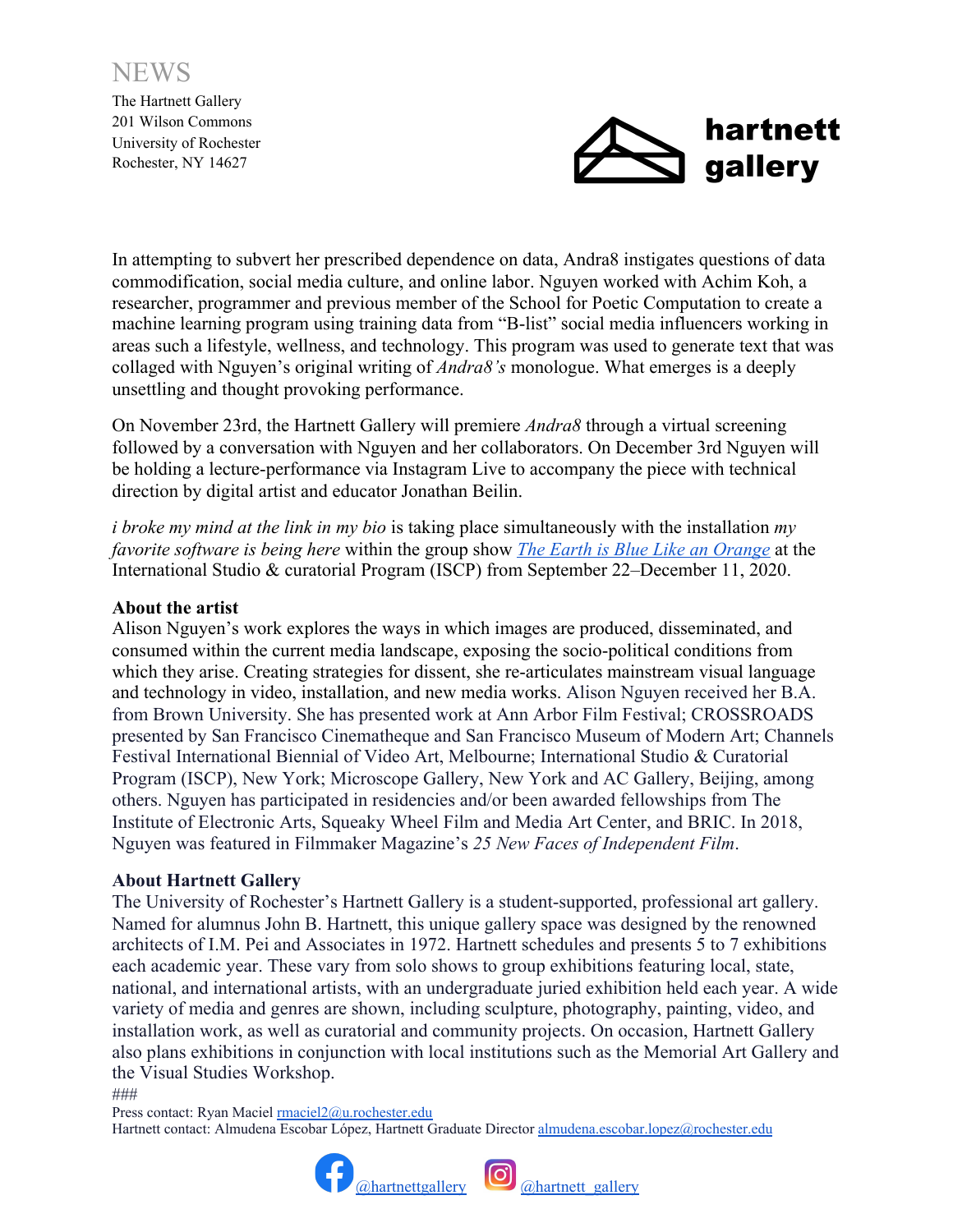NEWS

The Hartnett Gallery
201 Wilson Commons
University of Rochester
Rochester, NY 14627

hartnett gallery

In attempting to subvert her prescribed dependence on data, Andra8 instigates questions of data commodification, social media culture, and online labor. Nguyen worked with Achim Koh, a researcher, programmer and previous member of the School for Poetic Computation to create a machine learning program using training data from "B-list" social media influencers working in areas such a lifestyle, wellness, and technology. This program was used to generate text that was collaged with Nguyen's original writing of *Andra8's* monologue. What emerges is a deeply unsettling and thought provoking performance.

On November 23rd, the Hartnett Gallery will premiere *Andra8* through a virtual screening followed by a conversation with Nguyen and her collaborators. On December 3rd Nguyen will be holding a lecture-performance via Instagram Live to accompany the piece with technical direction by digital artist and educator Jonathan Beilin.

*i broke my mind at the link in my bio* is taking place simultaneously with the installation *my favorite software is being here* within the group show [*The Earth is Blue Like an Orange*]() at the International Studio & curatorial Program (ISCP) from September 22–December 11, 2020.

**About the artist**

Alison Nguyen's work explores the ways in which images are produced, disseminated, and consumed within the current media landscape, exposing the socio-political conditions from which they arise. Creating strategies for dissent, she re-articulates mainstream visual language and technology in video, installation, and new media works. Alison Nguyen received her B.A. from Brown University. She has presented work at Ann Arbor Film Festival; CROSSROADS presented by San Francisco Cinematheque and San Francisco Museum of Modern Art; Channels Festival International Biennial of Video Art, Melbourne; International Studio & Curatorial Program (ISCP), New York; Microscope Gallery, New York and AC Gallery, Beijing, among others. Nguyen has participated in residencies and/or been awarded fellowships from The Institute of Electronic Arts, Squeaky Wheel Film and Media Art Center, and BRIC. In 2018, Nguyen was featured in Filmmaker Magazine's *25 New Faces of Independent Film*.

**About Hartnett Gallery**

The University of Rochester's Hartnett Gallery is a student-supported, professional art gallery. Named for alumnus John B. Hartnett, this unique gallery space was designed by the renowned architects of I.M. Pei and Associates in 1972. Hartnett schedules and presents 5 to 7 exhibitions each academic year. These vary from solo shows to group exhibitions featuring local, state, national, and international artists, with an undergraduate juried exhibition held each year. A wide variety of media and genres are shown, including sculpture, photography, painting, video, and installation work, as well as curatorial and community projects. On occasion, Hartnett Gallery also plans exhibitions in conjunction with local institutions such as the Memorial Art Gallery and the Visual Studies Workshop.

###

Press contact: Ryan Maciel rmaciel2@u.rochester.edu
Hartnett contact: Almudena Escobar López, Hartnett Graduate Director almudena.escobar.lopez@rochester.edu

@hartnettgallery @hartnett_gallery